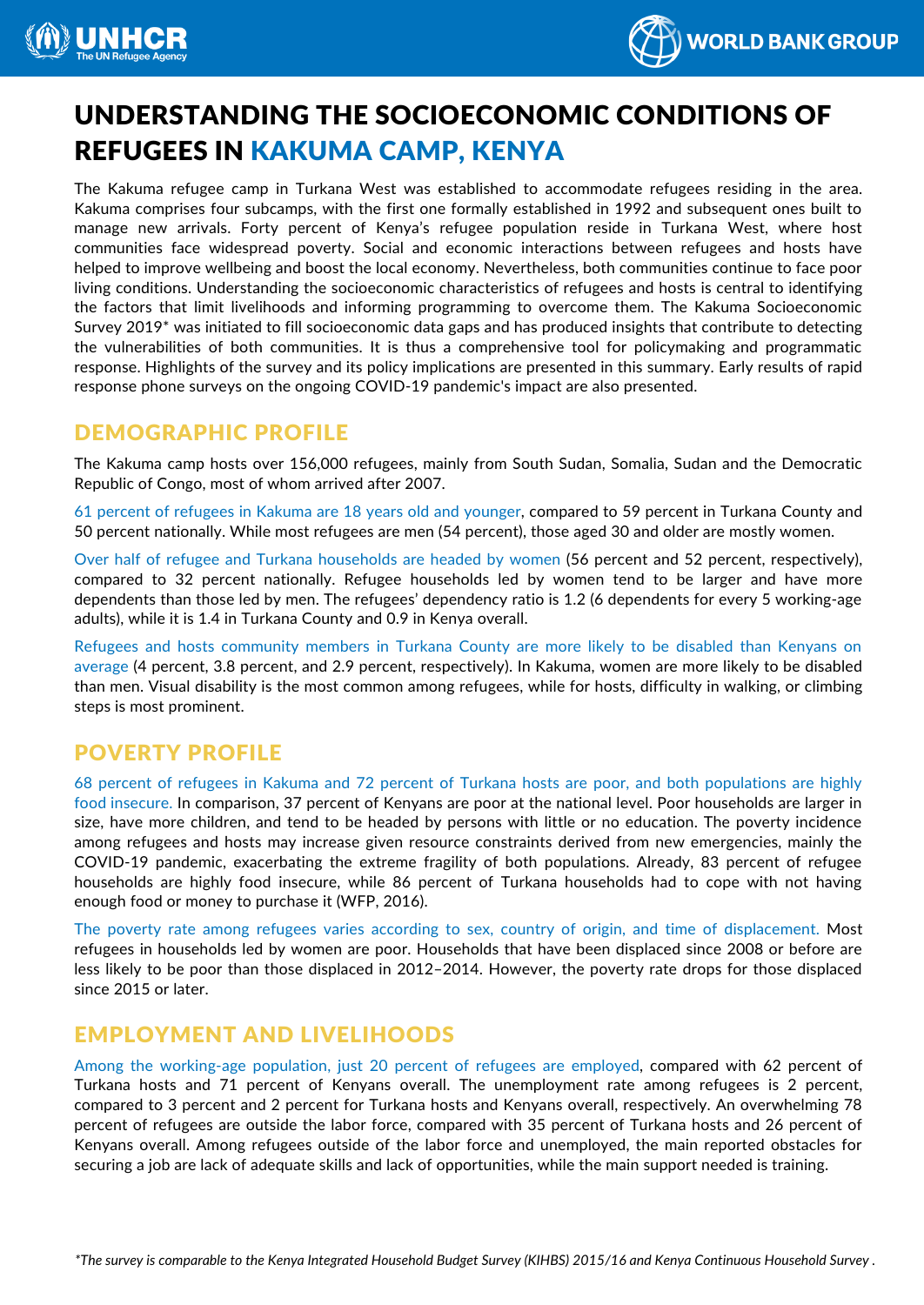# UNDERSTANDING THE SOCIOECONOMIC CONDITIONS OF REFUGEES IN KAKUMA CAMP, KENYA

The Kakuma refugee camp in Turkana West was established to accommodate refugees residing in the area. Kakuma comprises four subcamps, with the first one formally established in 1992 and subsequent ones built to manage new arrivals. Forty percent of Kenya's refugee population reside in Turkana West, where host communities face widespread poverty. Social and economic interactions between refugees and hosts have helped to improve wellbeing and boost the local economy. Nevertheless, both communities continue to face poor living conditions. Understanding the socioeconomic characteristics of refugees and hosts is central to identifying the factors that limit livelihoods and informing programming to overcome them. The Kakuma Socioeconomic Survey 2019* was initiated to fill socioeconomic data gaps and has produced insights that contribute to detecting the vulnerabilities of both communities. It is thus a comprehensive tool for policymaking and programmatic response. Highlights of the survey and its policy implications are presented in this summary. Early results of rapid response phone surveys on the ongoing COVID-19 pandemic's impact are also presented.

## DEMOGRAPHIC PROFILE

The Kakuma camp hosts over 156,000 refugees, mainly from South Sudan, Somalia, Sudan and the Democratic Republic of Congo, most of whom arrived after 2007.

61 percent of refugees in Kakuma are 18 years old and younger, compared to 59 percent in Turkana County and 50 percent nationally. While most refugees are men (54 percent), those aged 30 and older are mostly women.

Over half of refugee and Turkana households are headed by women (56 percent and 52 percent, respectively), compared to 32 percent nationally. Refugee households led by women tend to be larger and have more dependents than those led by men. The refugees' dependency ratio is 1.2 (6 dependents for every 5 working-age adults), while it is 1.4 in Turkana County and 0.9 in Kenya overall.

Refugees and hosts community members in Turkana County are more likely to be disabled than Kenyans on average (4 percent, 3.8 percent, and 2.9 percent, respectively). In Kakuma, women are more likely to be disabled than men. Visual disability is the most common among refugees, while for hosts, difficulty in walking, or climbing steps is most prominent.

## POVERTY PROFILE

68 percent of refugees in Kakuma and 72 percent of Turkana hosts are poor, and both populations are highly food insecure. In comparison, 37 percent of Kenyans are poor at the national level. Poor households are larger in size, have more children, and tend to be headed by persons with little or no education. The poverty incidence among refugees and hosts may increase given resource constraints derived from new emergencies, mainly the COVID-19 pandemic, exacerbating the extreme fragility of both populations. Already, 83 percent of refugee households are highly food insecure, while 86 percent of Turkana households had to cope with not having enough food or money to purchase it (WFP, 2016).

The poverty rate among refugees varies according to sex, country of origin, and time of displacement. Most refugees in households led by women are poor. Households that have been displaced since 2008 or before are less likely to be poor than those displaced in 2012–2014. However, the poverty rate drops for those displaced since 2015 or later.

## EMPLOYMENT AND LIVELIHOODS

Among the working-age population, just 20 percent of refugees are employed, compared with 62 percent of Turkana hosts and 71 percent of Kenyans overall. The unemployment rate among refugees is 2 percent, compared to 3 percent and 2 percent for Turkana hosts and Kenyans overall, respectively. An overwhelming 78 percent of refugees are outside the labor force, compared with 35 percent of Turkana hosts and 26 percent of Kenyans overall. Among refugees outside of the labor force and unemployed, the main reported obstacles for securing a job are lack of adequate skills and lack of opportunities, while the main support needed is training.

*\*The survey is comparable to the Kenya Integrated Household Budget Survey (KIHBS) 2015/16 and Kenya Continuous Household Survey .*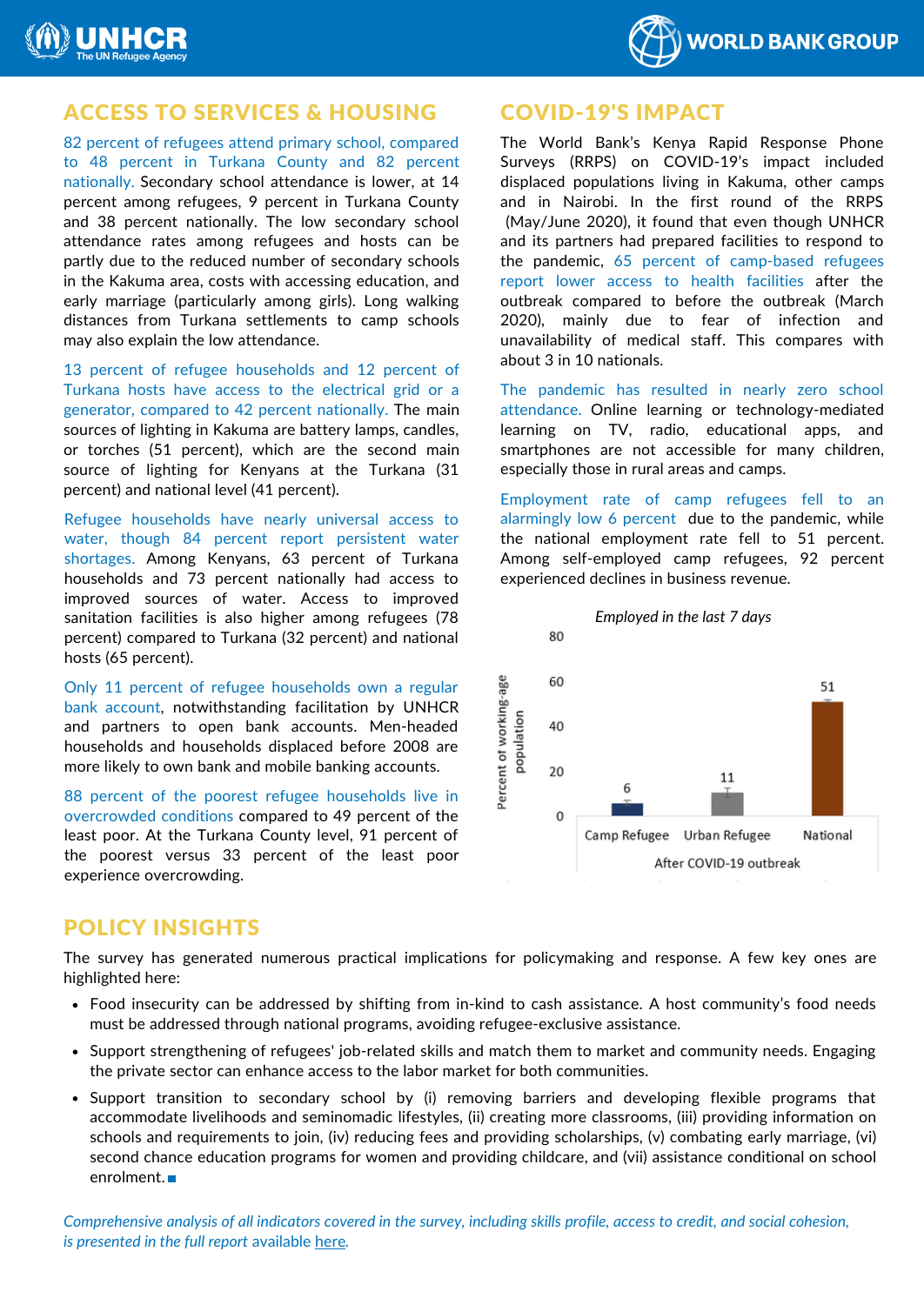## ACCESS TO SERVICES & HOUSING

82 percent of refugees attend primary school, compared to 48 percent in Turkana County and 82 percent nationally. Secondary school attendance is lower, at 14 percent among refugees, 9 percent in Turkana County and 38 percent nationally. The low secondary school attendance rates among refugees and hosts can be partly due to the reduced number of secondary schools in the Kakuma area, costs with accessing education, and early marriage (particularly among girls). Long walking distances from Turkana settlements to camp schools may also explain the low attendance.

13 percent of refugee households and 12 percent of Turkana hosts have access to the electrical grid or a generator, compared to 42 percent nationally. The main sources of lighting in Kakuma are battery lamps, candles, or torches (51 percent), which are the second main source of lighting for Kenyans at the Turkana (31 percent) and national level (41 percent).

Refugee households have nearly universal access to water, though 84 percent report persistent water shortages. Among Kenyans, 63 percent of Turkana households and 73 percent nationally had access to improved sources of water. Access to improved sanitation facilities is also higher among refugees (78 percent) compared to Turkana (32 percent) and national hosts (65 percent).

Only 11 percent of refugee households own a regular bank account, notwithstanding facilitation by UNHCR and partners to open bank accounts. Men-headed households and households displaced before 2008 are more likely to own bank and mobile banking accounts.

88 percent of the poorest refugee households live in overcrowded conditions compared to 49 percent of the least poor. At the Turkana County level, 91 percent of the poorest versus 33 percent of the least poor experience overcrowding.

## COVID-19'S IMPACT

The World Bank's Kenya Rapid Response Phone Surveys (RRPS) on COVID-19's impact included displaced populations living in Kakuma, other camps and in Nairobi. In the first round of the RRPS (May/June 2020), it found that even though UNHCR and its partners had prepared facilities to respond to the pandemic, 65 percent of camp-based refugees report lower access to health facilities after the outbreak compared to before the outbreak (March 2020), mainly due to fear of infection and unavailability of medical staff. This compares with about 3 in 10 nationals.

The pandemic has resulted in nearly zero school attendance. Online learning or technology-mediated learning on TV, radio, educational apps, and smartphones are not accessible for many children, especially those in rural areas and camps.

Employment rate of camp refugees fell to an alarmingly low 6 percent due to the pandemic, while the national employment rate fell to 51 percent. Among self-employed camp refugees, 92 percent experienced declines in business revenue.

*Employed in the last 7 days*

Percent of working-age population

80
60
40
20
0

6
11
51

Camp Refugee
Urban Refugee
National

After COVID-19 outbreak

## POLICY INSIGHTS

The survey has generated numerous practical implications for policymaking and response. A few key ones are highlighted here:

- Food insecurity can be addressed by shifting from in-kind to cash assistance. A host community's food needs must be addressed through national programs, avoiding refugee-exclusive assistance.
- Support strengthening of refugees' job-related skills and match them to market and community needs. Engaging the private sector can enhance access to the labor market for both communities.
- Support transition to secondary school by (i) removing barriers and developing flexible programs that accommodate livelihoods and seminomadic lifestyles, (ii) creating more classrooms, (iii) providing information on schools and requirements to join, (iv) reducing fees and providing scholarships, (v) combating early marriage, (vi) second chance education programs for women and providing childcare, and (vii) assistance conditional on school enrolment. ■

*Comprehensive analysis of all indicators covered in the survey, including skills profile, access to credit, and social cohesion, is presented in the full report* available here.